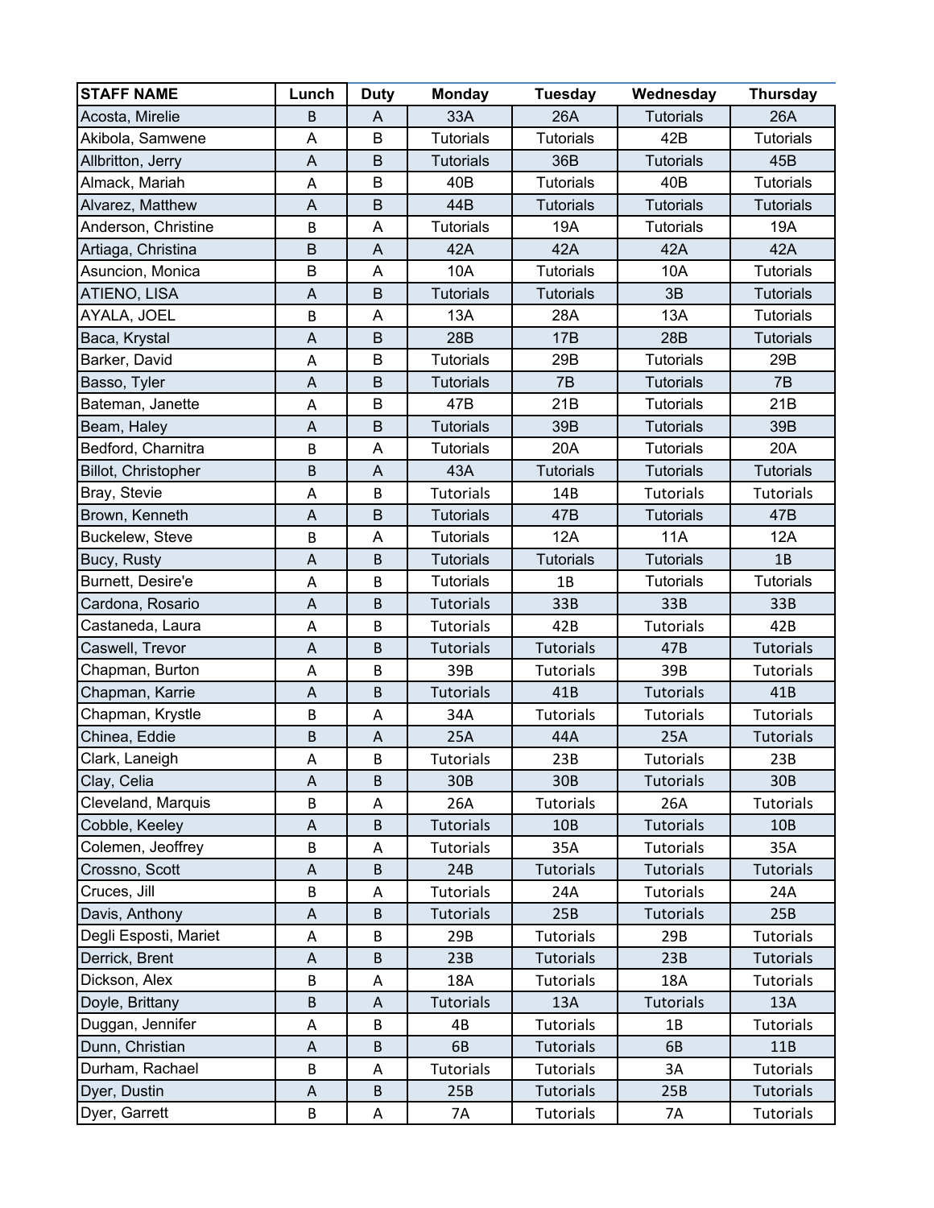| STAFF NAME | Lunch | Duty | Monday | Tuesday | Wednesday | Thursday |
|---|---|---|---|---|---|---|
| Acosta, Mirelie | B | A | 33A | 26A | Tutorials | 26A |
| Akibola, Samwene | A | B | Tutorials | Tutorials | 42B | Tutorials |
| Allbritton, Jerry | A | B | Tutorials | 36B | Tutorials | 45B |
| Almack, Mariah | A | B | 40B | Tutorials | 40B | Tutorials |
| Alvarez, Matthew | A | B | 44B | Tutorials | Tutorials | Tutorials |
| Anderson, Christine | B | A | Tutorials | 19A | Tutorials | 19A |
| Artiaga, Christina | B | A | 42A | 42A | 42A | 42A |
| Asuncion, Monica | B | A | 10A | Tutorials | 10A | Tutorials |
| ATIENO, LISA | A | B | Tutorials | Tutorials | 3B | Tutorials |
| AYALA, JOEL | B | A | 13A | 28A | 13A | Tutorials |
| Baca, Krystal | A | B | 28B | 17B | 28B | Tutorials |
| Barker, David | A | B | Tutorials | 29B | Tutorials | 29B |
| Basso, Tyler | A | B | Tutorials | 7B | Tutorials | 7B |
| Bateman, Janette | A | B | 47B | 21B | Tutorials | 21B |
| Beam, Haley | A | B | Tutorials | 39B | Tutorials | 39B |
| Bedford, Charnitra | B | A | Tutorials | 20A | Tutorials | 20A |
| Billot, Christopher | B | A | 43A | Tutorials | Tutorials | Tutorials |
| Bray, Stevie | A | B | Tutorials | 14B | Tutorials | Tutorials |
| Brown, Kenneth | A | B | Tutorials | 47B | Tutorials | 47B |
| Buckelew, Steve | B | A | Tutorials | 12A | 11A | 12A |
| Bucy, Rusty | A | B | Tutorials | Tutorials | Tutorials | 1B |
| Burnett, Desire'e | A | B | Tutorials | 1B | Tutorials | Tutorials |
| Cardona, Rosario | A | B | Tutorials | 33B | 33B | 33B |
| Castaneda, Laura | A | B | Tutorials | 42B | Tutorials | 42B |
| Caswell, Trevor | A | B | Tutorials | Tutorials | 47B | Tutorials |
| Chapman, Burton | A | B | 39B | Tutorials | 39B | Tutorials |
| Chapman, Karrie | A | B | Tutorials | 41B | Tutorials | 41B |
| Chapman, Krystle | B | A | 34A | Tutorials | Tutorials | Tutorials |
| Chinea, Eddie | B | A | 25A | 44A | 25A | Tutorials |
| Clark, Laneigh | A | B | Tutorials | 23B | Tutorials | 23B |
| Clay, Celia | A | B | 30B | 30B | Tutorials | 30B |
| Cleveland, Marquis | B | A | 26A | Tutorials | 26A | Tutorials |
| Cobble, Keeley | A | B | Tutorials | 10B | Tutorials | 10B |
| Colemen, Jeoffrey | B | A | Tutorials | 35A | Tutorials | 35A |
| Crossno, Scott | A | B | 24B | Tutorials | Tutorials | Tutorials |
| Cruces, Jill | B | A | Tutorials | 24A | Tutorials | 24A |
| Davis, Anthony | A | B | Tutorials | 25B | Tutorials | 25B |
| Degli Esposti, Mariet | A | B | 29B | Tutorials | 29B | Tutorials |
| Derrick, Brent | A | B | 23B | Tutorials | 23B | Tutorials |
| Dickson, Alex | B | A | 18A | Tutorials | 18A | Tutorials |
| Doyle, Brittany | B | A | Tutorials | 13A | Tutorials | 13A |
| Duggan, Jennifer | A | B | 4B | Tutorials | 1B | Tutorials |
| Dunn, Christian | A | B | 6B | Tutorials | 6B | 11B |
| Durham, Rachael | B | A | Tutorials | Tutorials | 3A | Tutorials |
| Dyer, Dustin | A | B | 25B | Tutorials | 25B | Tutorials |
| Dyer, Garrett | B | A | 7A | Tutorials | 7A | Tutorials |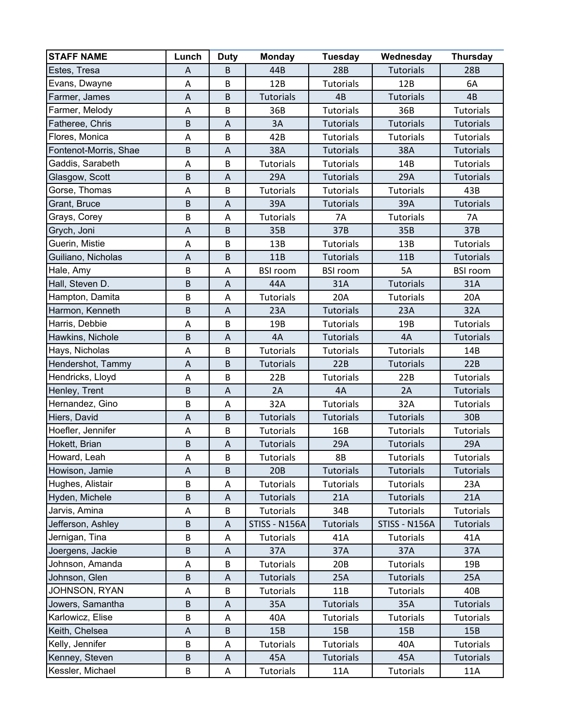| STAFF NAME | Lunch | Duty | Monday | Tuesday | Wednesday | Thursday |
|---|---|---|---|---|---|---|
| Estes, Tresa | A | B | 44B | 28B | Tutorials | 28B |
| Evans, Dwayne | A | B | 12B | Tutorials | 12B | 6A |
| Farmer, James | A | B | Tutorials | 4B | Tutorials | 4B |
| Farmer, Melody | A | B | 36B | Tutorials | 36B | Tutorials |
| Fatheree, Chris | B | A | 3A | Tutorials | Tutorials | Tutorials |
| Flores, Monica | A | B | 42B | Tutorials | Tutorials | Tutorials |
| Fontenot-Morris, Shae | B | A | 38A | Tutorials | 38A | Tutorials |
| Gaddis, Sarabeth | A | B | Tutorials | Tutorials | 14B | Tutorials |
| Glasgow, Scott | B | A | 29A | Tutorials | 29A | Tutorials |
| Gorse, Thomas | A | B | Tutorials | Tutorials | Tutorials | 43B |
| Grant, Bruce | B | A | 39A | Tutorials | 39A | Tutorials |
| Grays, Corey | B | A | Tutorials | 7A | Tutorials | 7A |
| Grych, Joni | A | B | 35B | 37B | 35B | 37B |
| Guerin, Mistie | A | B | 13B | Tutorials | 13B | Tutorials |
| Guiliano, Nicholas | A | B | 11B | Tutorials | 11B | Tutorials |
| Hale, Amy | B | A | BSI room | BSI room | 5A | BSI room |
| Hall, Steven D. | B | A | 44A | 31A | Tutorials | 31A |
| Hampton, Damita | B | A | Tutorials | 20A | Tutorials | 20A |
| Harmon, Kenneth | B | A | 23A | Tutorials | 23A | 32A |
| Harris, Debbie | A | B | 19B | Tutorials | 19B | Tutorials |
| Hawkins, Nichole | B | A | 4A | Tutorials | 4A | Tutorials |
| Hays, Nicholas | A | B | Tutorials | Tutorials | Tutorials | 14B |
| Hendershot, Tammy | A | B | Tutorials | 22B | Tutorials | 22B |
| Hendricks, Lloyd | A | B | 22B | Tutorials | 22B | Tutorials |
| Henley, Trent | B | A | 2A | 4A | 2A | Tutorials |
| Hernandez, Gino | B | A | 32A | Tutorials | 32A | Tutorials |
| Hiers, David | A | B | Tutorials | Tutorials | Tutorials | 30B |
| Hoefler, Jennifer | A | B | Tutorials | 16B | Tutorials | Tutorials |
| Hokett, Brian | B | A | Tutorials | 29A | Tutorials | 29A |
| Howard, Leah | A | B | Tutorials | 8B | Tutorials | Tutorials |
| Howison, Jamie | A | B | 20B | Tutorials | Tutorials | Tutorials |
| Hughes, Alistair | B | A | Tutorials | Tutorials | Tutorials | 23A |
| Hyden, Michele | B | A | Tutorials | 21A | Tutorials | 21A |
| Jarvis, Amina | A | B | Tutorials | 34B | Tutorials | Tutorials |
| Jefferson, Ashley | B | A | STISS - N156A | Tutorials | STISS - N156A | Tutorials |
| Jernigan, Tina | B | A | Tutorials | 41A | Tutorials | 41A |
| Joergens, Jackie | B | A | 37A | 37A | 37A | 37A |
| Johnson, Amanda | A | B | Tutorials | 20B | Tutorials | 19B |
| Johnson, Glen | B | A | Tutorials | 25A | Tutorials | 25A |
| JOHNSON, RYAN | A | B | Tutorials | 11B | Tutorials | 40B |
| Jowers, Samantha | B | A | 35A | Tutorials | 35A | Tutorials |
| Karlowicz, Elise | B | A | 40A | Tutorials | Tutorials | Tutorials |
| Keith, Chelsea | A | B | 15B | 15B | 15B | 15B |
| Kelly, Jennifer | B | A | Tutorials | Tutorials | 40A | Tutorials |
| Kenney, Steven | B | A | 45A | Tutorials | 45A | Tutorials |
| Kessler, Michael | B | A | Tutorials | 11A | Tutorials | 11A |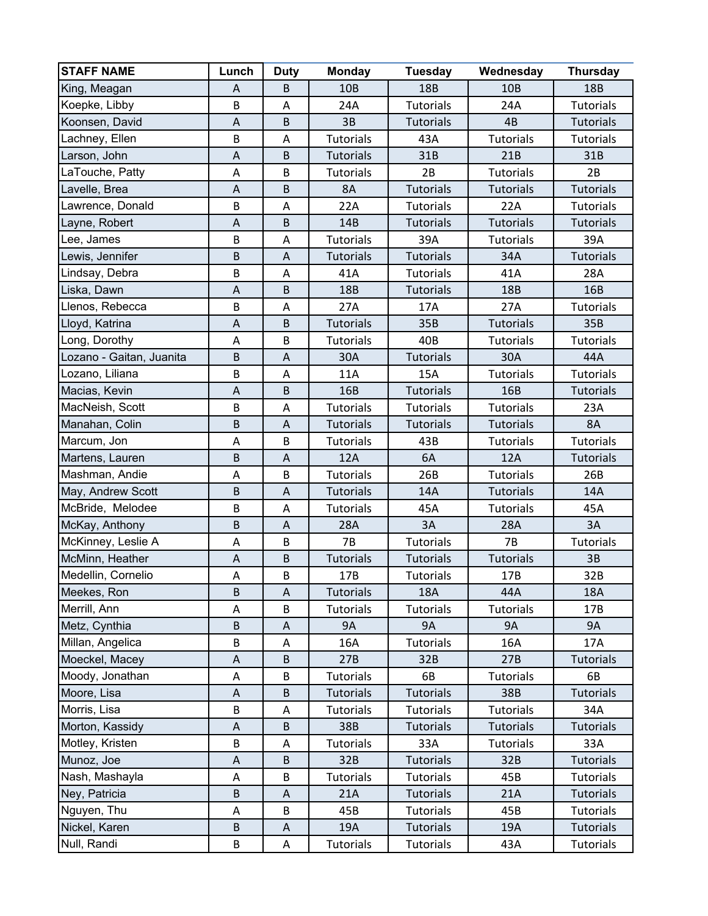| STAFF NAME | Lunch | Duty | Monday | Tuesday | Wednesday | Thursday |
|---|---|---|---|---|---|---|
| King, Meagan | A | B | 10B | 18B | 10B | 18B |
| Koepke, Libby | B | A | 24A | Tutorials | 24A | Tutorials |
| Koonsen, David | A | B | 3B | Tutorials | 4B | Tutorials |
| Lachney, Ellen | B | A | Tutorials | 43A | Tutorials | Tutorials |
| Larson, John | A | B | Tutorials | 31B | 21B | 31B |
| LaTouche, Patty | A | B | Tutorials | 2B | Tutorials | 2B |
| Lavelle, Brea | A | B | 8A | Tutorials | Tutorials | Tutorials |
| Lawrence, Donald | B | A | 22A | Tutorials | 22A | Tutorials |
| Layne, Robert | A | B | 14B | Tutorials | Tutorials | Tutorials |
| Lee, James | B | A | Tutorials | 39A | Tutorials | 39A |
| Lewis, Jennifer | B | A | Tutorials | Tutorials | 34A | Tutorials |
| Lindsay, Debra | B | A | 41A | Tutorials | 41A | 28A |
| Liska, Dawn | A | B | 18B | Tutorials | 18B | 16B |
| Llenos, Rebecca | B | A | 27A | 17A | 27A | Tutorials |
| Lloyd, Katrina | A | B | Tutorials | 35B | Tutorials | 35B |
| Long, Dorothy | A | B | Tutorials | 40B | Tutorials | Tutorials |
| Lozano - Gaitan, Juanita | B | A | 30A | Tutorials | 30A | 44A |
| Lozano, Liliana | B | A | 11A | 15A | Tutorials | Tutorials |
| Macias, Kevin | A | B | 16B | Tutorials | 16B | Tutorials |
| MacNeish, Scott | B | A | Tutorials | Tutorials | Tutorials | 23A |
| Manahan, Colin | B | A | Tutorials | Tutorials | Tutorials | 8A |
| Marcum, Jon | A | B | Tutorials | 43B | Tutorials | Tutorials |
| Martens, Lauren | B | A | 12A | 6A | 12A | Tutorials |
| Mashman, Andie | A | B | Tutorials | 26B | Tutorials | 26B |
| May, Andrew Scott | B | A | Tutorials | 14A | Tutorials | 14A |
| McBride,  Melodee | B | A | Tutorials | 45A | Tutorials | 45A |
| McKay, Anthony | B | A | 28A | 3A | 28A | 3A |
| McKinney, Leslie A | A | B | 7B | Tutorials | 7B | Tutorials |
| McMinn, Heather | A | B | Tutorials | Tutorials | Tutorials | 3B |
| Medellin, Cornelio | A | B | 17B | Tutorials | 17B | 32B |
| Meekes, Ron | B | A | Tutorials | 18A | 44A | 18A |
| Merrill, Ann | A | B | Tutorials | Tutorials | Tutorials | 17B |
| Metz, Cynthia | B | A | 9A | 9A | 9A | 9A |
| Millan, Angelica | B | A | 16A | Tutorials | 16A | 17A |
| Moeckel, Macey | A | B | 27B | 32B | 27B | Tutorials |
| Moody, Jonathan | A | B | Tutorials | 6B | Tutorials | 6B |
| Moore, Lisa | A | B | Tutorials | Tutorials | 38B | Tutorials |
| Morris, Lisa | B | A | Tutorials | Tutorials | Tutorials | 34A |
| Morton, Kassidy | A | B | 38B | Tutorials | Tutorials | Tutorials |
| Motley, Kristen | B | A | Tutorials | 33A | Tutorials | 33A |
| Munoz, Joe | A | B | 32B | Tutorials | 32B | Tutorials |
| Nash, Mashayla | A | B | Tutorials | Tutorials | 45B | Tutorials |
| Ney, Patricia | B | A | 21A | Tutorials | 21A | Tutorials |
| Nguyen, Thu | A | B | 45B | Tutorials | 45B | Tutorials |
| Nickel, Karen | B | A | 19A | Tutorials | 19A | Tutorials |
| Null, Randi | B | A | Tutorials | Tutorials | 43A | Tutorials |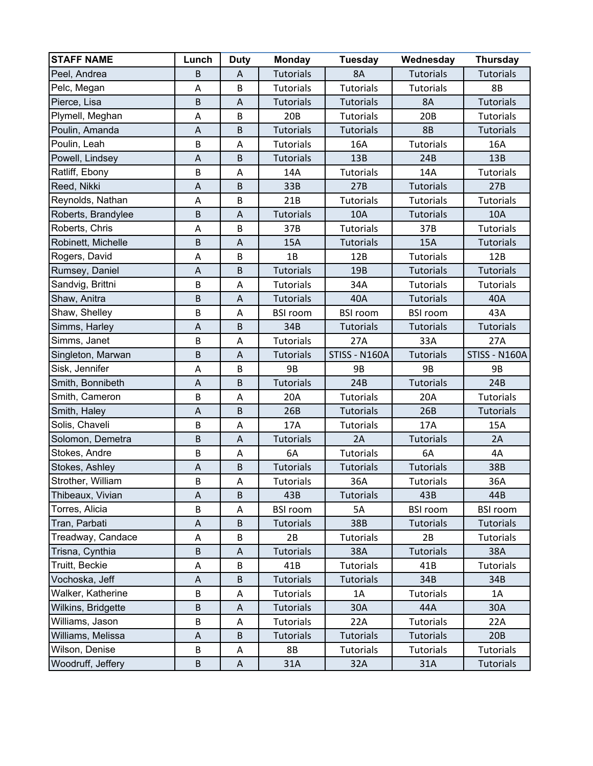| STAFF NAME | Lunch | Duty | Monday | Tuesday | Wednesday | Thursday |
|---|---|---|---|---|---|---|
| Peel, Andrea | B | A | Tutorials | 8A | Tutorials | Tutorials |
| Pelc, Megan | A | B | Tutorials | Tutorials | Tutorials | 8B |
| Pierce, Lisa | B | A | Tutorials | Tutorials | 8A | Tutorials |
| Plymell, Meghan | A | B | 20B | Tutorials | 20B | Tutorials |
| Poulin, Amanda | A | B | Tutorials | Tutorials | 8B | Tutorials |
| Poulin, Leah | B | A | Tutorials | 16A | Tutorials | 16A |
| Powell, Lindsey | A | B | Tutorials | 13B | 24B | 13B |
| Ratliff, Ebony | B | A | 14A | Tutorials | 14A | Tutorials |
| Reed, Nikki | A | B | 33B | 27B | Tutorials | 27B |
| Reynolds, Nathan | A | B | 21B | Tutorials | Tutorials | Tutorials |
| Roberts, Brandylee | B | A | Tutorials | 10A | Tutorials | 10A |
| Roberts, Chris | A | B | 37B | Tutorials | 37B | Tutorials |
| Robinett, Michelle | B | A | 15A | Tutorials | 15A | Tutorials |
| Rogers, David | A | B | 1B | 12B | Tutorials | 12B |
| Rumsey, Daniel | A | B | Tutorials | 19B | Tutorials | Tutorials |
| Sandvig, Brittni | B | A | Tutorials | 34A | Tutorials | Tutorials |
| Shaw, Anitra | B | A | Tutorials | 40A | Tutorials | 40A |
| Shaw, Shelley | B | A | BSI room | BSI room | BSI room | 43A |
| Simms, Harley | A | B | 34B | Tutorials | Tutorials | Tutorials |
| Simms, Janet | B | A | Tutorials | 27A | 33A | 27A |
| Singleton, Marwan | B | A | Tutorials | STISS - N160A | Tutorials | STISS - N160A |
| Sisk, Jennifer | A | B | 9B | 9B | 9B | 9B |
| Smith, Bonnibeth | A | B | Tutorials | 24B | Tutorials | 24B |
| Smith, Cameron | B | A | 20A | Tutorials | 20A | Tutorials |
| Smith, Haley | A | B | 26B | Tutorials | 26B | Tutorials |
| Solis, Chaveli | B | A | 17A | Tutorials | 17A | 15A |
| Solomon, Demetra | B | A | Tutorials | 2A | Tutorials | 2A |
| Stokes, Andre | B | A | 6A | Tutorials | 6A | 4A |
| Stokes, Ashley | A | B | Tutorials | Tutorials | Tutorials | 38B |
| Strother, William | B | A | Tutorials | 36A | Tutorials | 36A |
| Thibeaux, Vivian | A | B | 43B | Tutorials | 43B | 44B |
| Torres, Alicia | B | A | BSI room | 5A | BSI room | BSI room |
| Tran, Parbati | A | B | Tutorials | 38B | Tutorials | Tutorials |
| Treadway, Candace | A | B | 2B | Tutorials | 2B | Tutorials |
| Trisna, Cynthia | B | A | Tutorials | 38A | Tutorials | 38A |
| Truitt, Beckie | A | B | 41B | Tutorials | 41B | Tutorials |
| Vochoska, Jeff | A | B | Tutorials | Tutorials | 34B | 34B |
| Walker, Katherine | B | A | Tutorials | 1A | Tutorials | 1A |
| Wilkins, Bridgette | B | A | Tutorials | 30A | 44A | 30A |
| Williams, Jason | B | A | Tutorials | 22A | Tutorials | 22A |
| Williams, Melissa | A | B | Tutorials | Tutorials | Tutorials | 20B |
| Wilson, Denise | B | A | 8B | Tutorials | Tutorials | Tutorials |
| Woodruff, Jeffery | B | A | 31A | 32A | 31A | Tutorials |